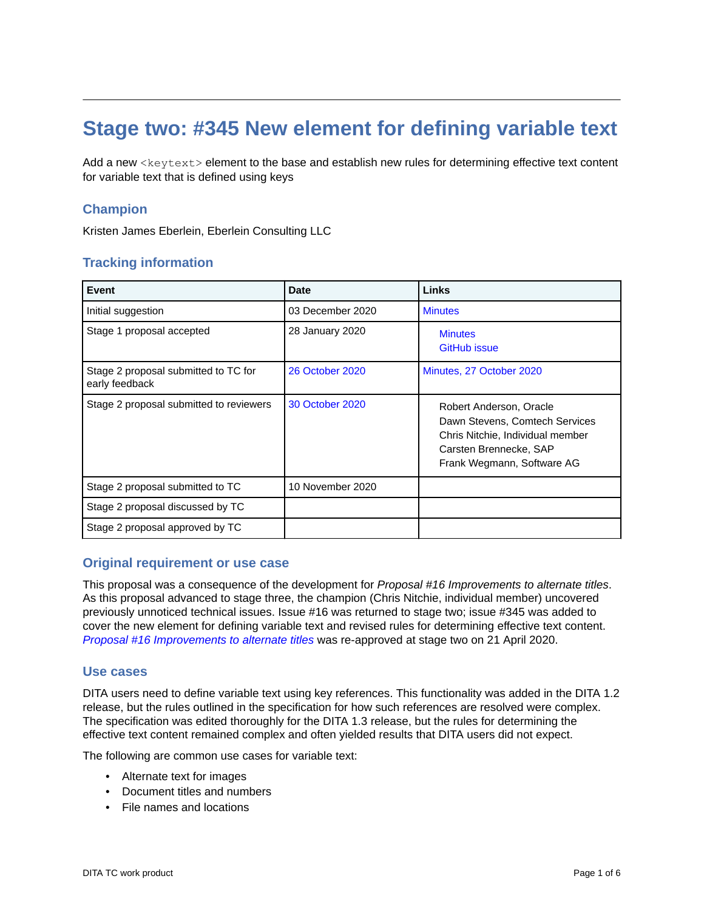# Stage two: #345 New element for defining variable text

Add a new `<keytext>` element to the base and establish new rules for determining effective text content for variable text that is defined using keys

## Champion

Kristen James Eberlein, Eberlein Consulting LLC

## Tracking information

| Event | Date | Links |
|---|---|---|
| Initial suggestion | 03 December 2020 | Minutes |
| Stage 1 proposal accepted | 28 January 2020 | Minutes<br>GitHub issue |
| Stage 2 proposal submitted to TC for early feedback | 26 October 2020 | Minutes, 27 October 2020 |
| Stage 2 proposal submitted to reviewers | 30 October 2020 | Robert Anderson, Oracle<br>Dawn Stevens, Comtech Services<br>Chris Nitchie, Individual member<br>Carsten Brennecke, SAP<br>Frank Wegmann, Software AG |
| Stage 2 proposal submitted to TC | 10 November 2020 | |
| Stage 2 proposal discussed by TC | | |
| Stage 2 proposal approved by TC | | |

## Original requirement or use case

This proposal was a consequence of the development for *Proposal #16 Improvements to alternate titles*. As this proposal advanced to stage three, the champion (Chris Nitchie, individual member) uncovered previously unnoticed technical issues. Issue #16 was returned to stage two; issue #345 was added to cover the new element for defining variable text and revised rules for determining effective text content. *Proposal #16 Improvements to alternate titles* was re-approved at stage two on 21 April 2020.

## Use cases

DITA users need to define variable text using key references. This functionality was added in the DITA 1.2 release, but the rules outlined in the specification for how such references are resolved were complex. The specification was edited thoroughly for the DITA 1.3 release, but the rules for determining the effective text content remained complex and often yielded results that DITA users did not expect.

The following are common use cases for variable text:

- Alternate text for images
- Document titles and numbers
- File names and locations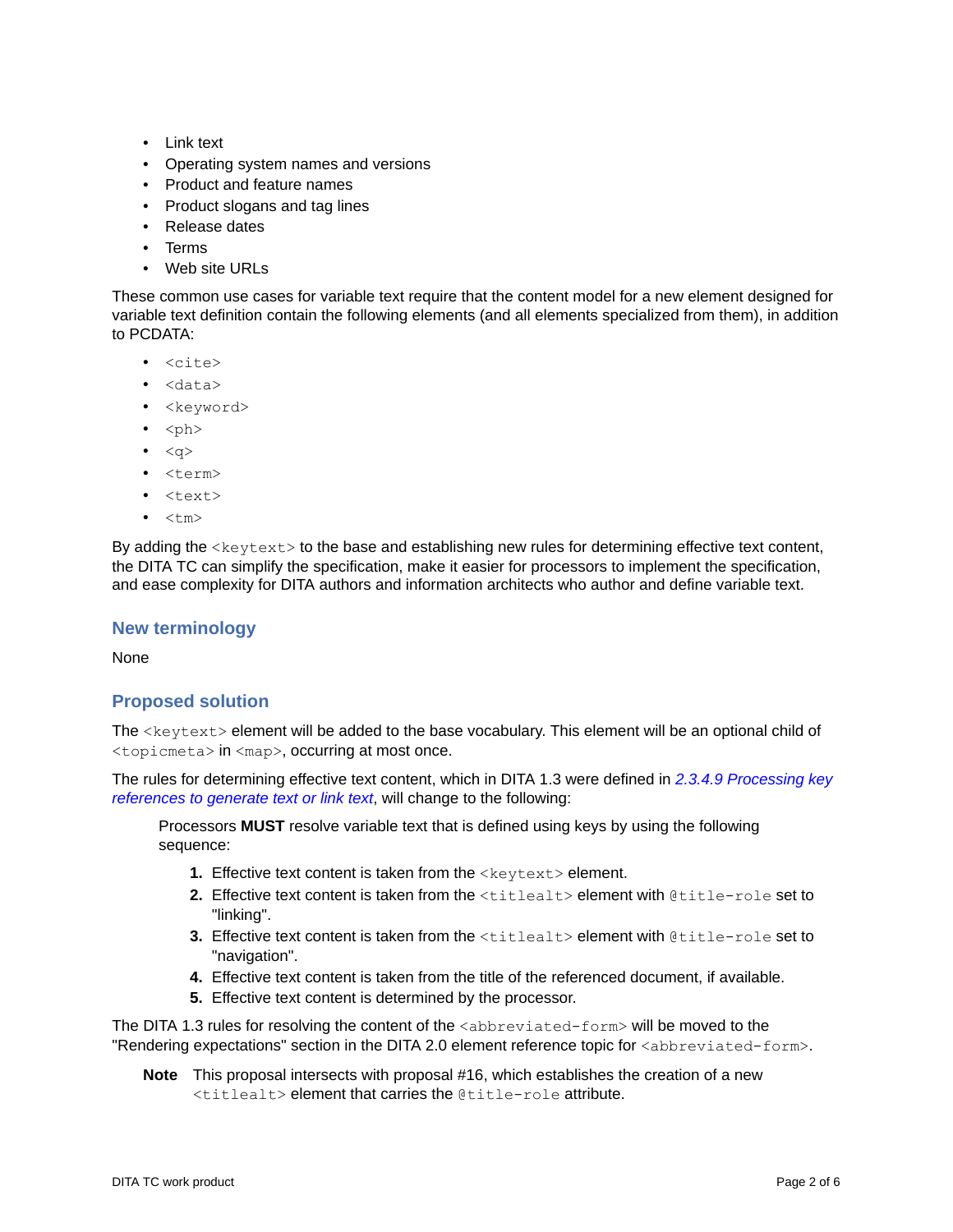- Link text
- Operating system names and versions
- Product and feature names
- Product slogans and tag lines
- Release dates
- Terms
- Web site URLs

These common use cases for variable text require that the content model for a new element designed for variable text definition contain the following elements (and all elements specialized from them), in addition to PCDATA:

- `<cite>`
- `<data>`
- `<keyword>`
- `<ph>`
- `<q>`
- `<term>`
- `<text>`
- `<tm>`

By adding the `<keytext>` to the base and establishing new rules for determining effective text content, the DITA TC can simplify the specification, make it easier for processors to implement the specification, and ease complexity for DITA authors and information architects who author and define variable text.

## New terminology

None

## Proposed solution

The `<keytext>` element will be added to the base vocabulary. This element will be an optional child of `<topicmeta>` in `<map>`, occurring at most once.

The rules for determining effective text content, which in DITA 1.3 were defined in *2.3.4.9 Processing key references to generate text or link text*, will change to the following:

> Processors **MUST** resolve variable text that is defined using keys by using the following sequence:
>
> 1. Effective text content is taken from the `<keytext>` element.
> 2. Effective text content is taken from the `<titlealt>` element with `@title-role` set to "linking".
> 3. Effective text content is taken from the `<titlealt>` element with `@title-role` set to "navigation".
> 4. Effective text content is taken from the title of the referenced document, if available.
> 5. Effective text content is determined by the processor.

The DITA 1.3 rules for resolving the content of the `<abbreviated-form>` will be moved to the "Rendering expectations" section in the DITA 2.0 element reference topic for `<abbreviated-form>`.

> **Note** This proposal intersects with proposal #16, which establishes the creation of a new `<titlealt>` element that carries the `@title-role` attribute.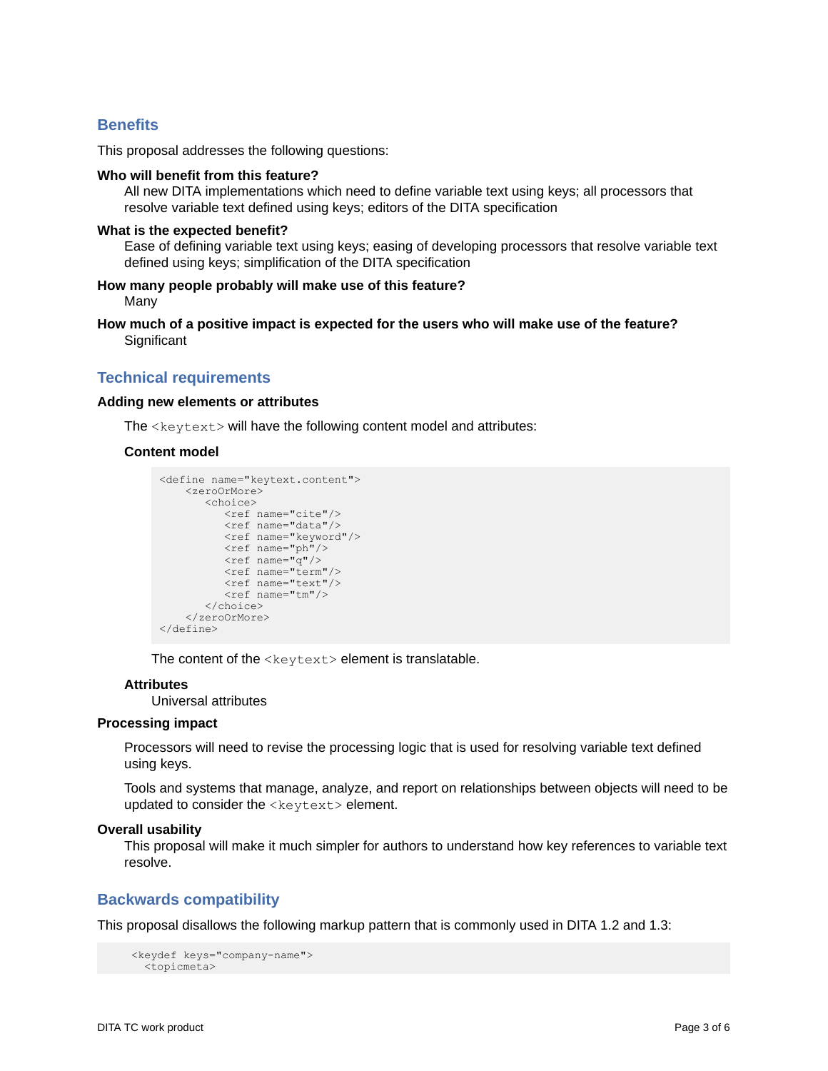## Benefits

This proposal addresses the following questions:

**Who will benefit from this feature?**
: All new DITA implementations which need to define variable text using keys; all processors that resolve variable text defined using keys; editors of the DITA specification

**What is the expected benefit?**
: Ease of defining variable text using keys; easing of developing processors that resolve variable text defined using keys; simplification of the DITA specification

**How many people probably will make use of this feature?**
: Many

**How much of a positive impact is expected for the users who will make use of the feature?**
: Significant

## Technical requirements

**Adding new elements or attributes**

The `<keytext>` will have the following content model and attributes:

**Content model**

```
<define name="keytext.content">
    <zeroOrMore>
       <choice>
          <ref name="cite"/>
          <ref name="data"/>
          <ref name="keyword"/>
          <ref name="ph"/>
          <ref name="q"/>
          <ref name="term"/>
          <ref name="text"/>
          <ref name="tm"/>
       </choice>
    </zeroOrMore>
</define>
```

The content of the `<keytext>` element is translatable.

**Attributes**
: Universal attributes

**Processing impact**

Processors will need to revise the processing logic that is used for resolving variable text defined using keys.

Tools and systems that manage, analyze, and report on relationships between objects will need to be updated to consider the `<keytext>` element.

**Overall usability**
: This proposal will make it much simpler for authors to understand how key references to variable text resolve.

## Backwards compatibility

This proposal disallows the following markup pattern that is commonly used in DITA 1.2 and 1.3:

```
<keydef keys="company-name">
  <topicmeta>
```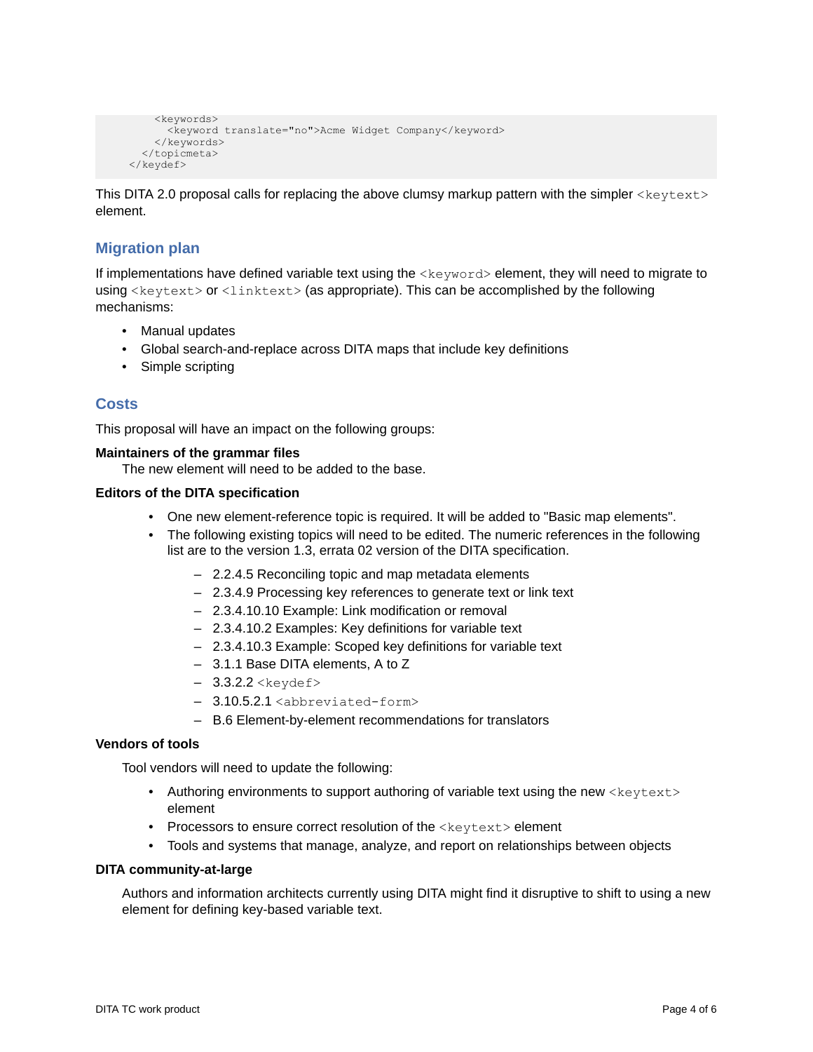```
      <keywords>
        <keyword translate="no">Acme Widget Company</keyword>
      </keywords>
    </topicmeta>
  </keydef>
```

This DITA 2.0 proposal calls for replacing the above clumsy markup pattern with the simpler `<keytext>` element.

## Migration plan

If implementations have defined variable text using the `<keyword>` element, they will need to migrate to using `<keytext>` or `<linktext>` (as appropriate). This can be accomplished by the following mechanisms:

- Manual updates
- Global search-and-replace across DITA maps that include key definitions
- Simple scripting

## Costs

This proposal will have an impact on the following groups:

**Maintainers of the grammar files**

The new element will need to be added to the base.

**Editors of the DITA specification**

- One new element-reference topic is required. It will be added to "Basic map elements".
- The following existing topics will need to be edited. The numeric references in the following list are to the version 1.3, errata 02 version of the DITA specification.
  - 2.2.4.5 Reconciling topic and map metadata elements
  - 2.3.4.9 Processing key references to generate text or link text
  - 2.3.4.10.10 Example: Link modification or removal
  - 2.3.4.10.2 Examples: Key definitions for variable text
  - 2.3.4.10.3 Example: Scoped key definitions for variable text
  - 3.1.1 Base DITA elements, A to Z
  - 3.3.2.2 `<keydef>`
  - 3.10.5.2.1 `<abbreviated-form>`
  - B.6 Element-by-element recommendations for translators

**Vendors of tools**

Tool vendors will need to update the following:

- Authoring environments to support authoring of variable text using the new `<keytext>` element
- Processors to ensure correct resolution of the `<keytext>` element
- Tools and systems that manage, analyze, and report on relationships between objects

**DITA community-at-large**

Authors and information architects currently using DITA might find it disruptive to shift to using a new element for defining key-based variable text.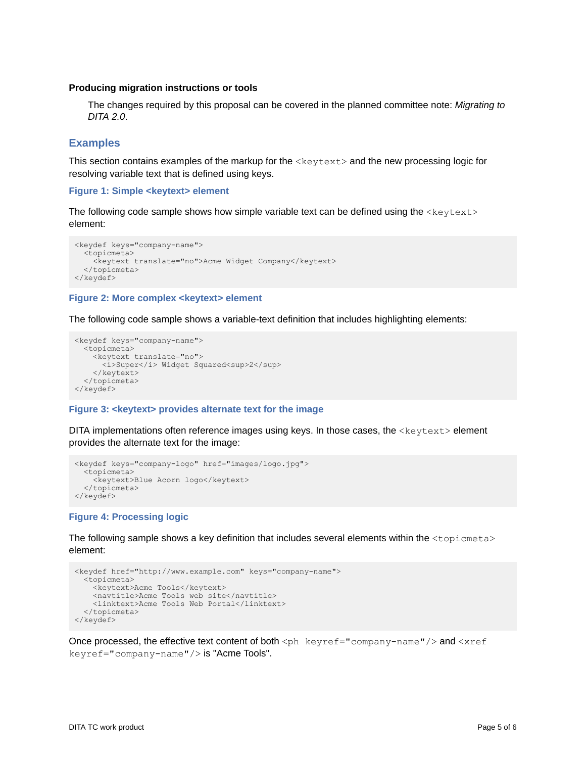**Producing migration instructions or tools**

The changes required by this proposal can be covered in the planned committee note: *Migrating to DITA 2.0*.

## Examples

This section contains examples of the markup for the `<keytext>` and the new processing logic for resolving variable text that is defined using keys.

### Figure 1: Simple <keytext> element

The following code sample shows how simple variable text can be defined using the `<keytext>` element:

```
<keydef keys="company-name">
  <topicmeta>
    <keytext translate="no">Acme Widget Company</keytext>
  </topicmeta>
</keydef>
```

### Figure 2: More complex <keytext> element

The following code sample shows a variable-text definition that includes highlighting elements:

```
<keydef keys="company-name">
  <topicmeta>
    <keytext translate="no">
      <i>Super</i> Widget Squared<sup>2</sup>
    </keytext>
  </topicmeta>
</keydef>
```

### Figure 3: <keytext> provides alternate text for the image

DITA implementations often reference images using keys. In those cases, the `<keytext>` element provides the alternate text for the image:

```
<keydef keys="company-logo" href="images/logo.jpg">
  <topicmeta>
    <keytext>Blue Acorn logo</keytext>
  </topicmeta>
</keydef>
```

### Figure 4: Processing logic

The following sample shows a key definition that includes several elements within the `<topicmeta>` element:

```
<keydef href="http://www.example.com" keys="company-name">
  <topicmeta>
    <keytext>Acme Tools</keytext>
    <navtitle>Acme Tools web site</navtitle>
    <linktext>Acme Tools Web Portal</linktext>
  </topicmeta>
</keydef>
```

Once processed, the effective text content of both `<ph keyref="company-name"/>` and `<xref keyref="company-name"/>` is "Acme Tools".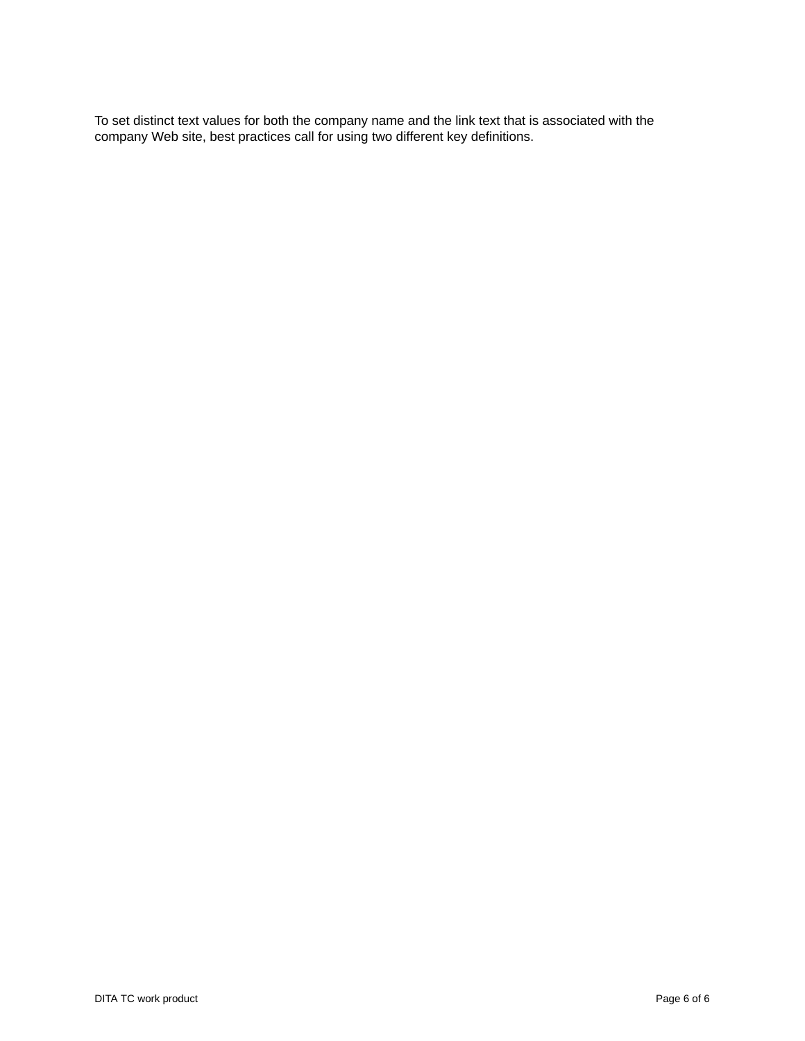To set distinct text values for both the company name and the link text that is associated with the company Web site, best practices call for using two different key definitions.